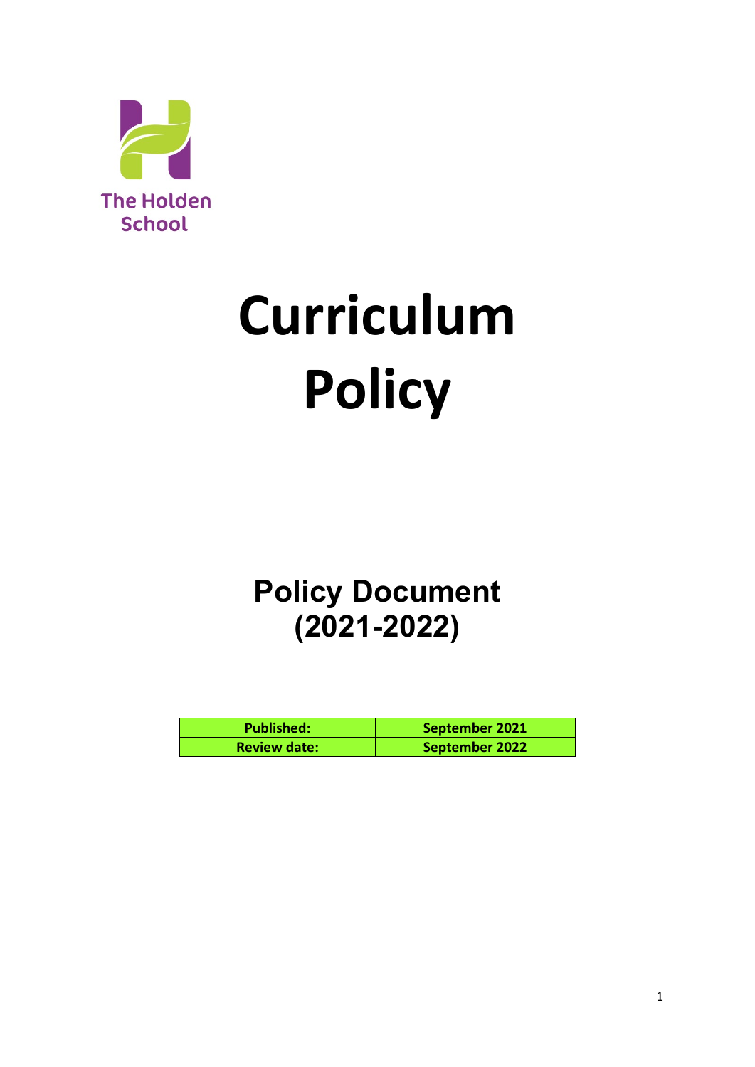The Holden School

# Curriculum Policy

## Policy Document (2021-2022)

| Published: | September 2021 |
|---|---|
| Review date: | September 2022 |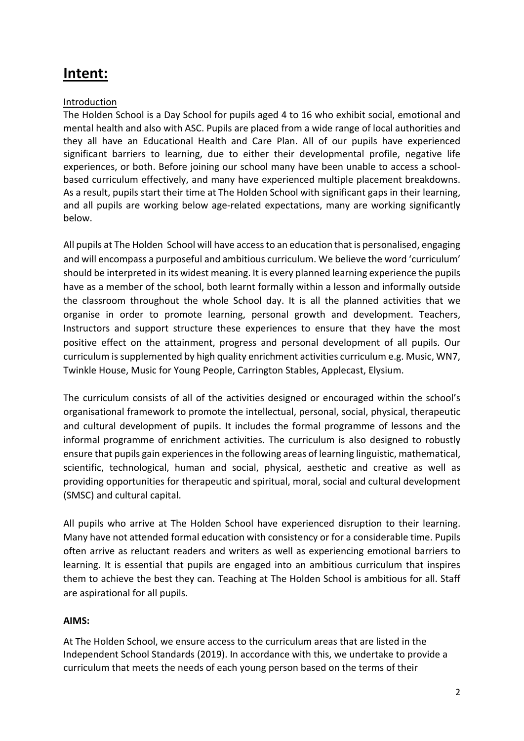# Intent:

Introduction

The Holden School is a Day School for pupils aged 4 to 16 who exhibit social, emotional and mental health and also with ASC. Pupils are placed from a wide range of local authorities and they all have an Educational Health and Care Plan. All of our pupils have experienced significant barriers to learning, due to either their developmental profile, negative life experiences, or both. Before joining our school many have been unable to access a school-based curriculum effectively, and many have experienced multiple placement breakdowns. As a result, pupils start their time at The Holden School with significant gaps in their learning, and all pupils are working below age-related expectations, many are working significantly below.

All pupils at The Holden School will have access to an education that is personalised, engaging and will encompass a purposeful and ambitious curriculum. We believe the word 'curriculum' should be interpreted in its widest meaning. It is every planned learning experience the pupils have as a member of the school, both learnt formally within a lesson and informally outside the classroom throughout the whole School day. It is all the planned activities that we organise in order to promote learning, personal growth and development. Teachers, Instructors and support structure these experiences to ensure that they have the most positive effect on the attainment, progress and personal development of all pupils. Our curriculum is supplemented by high quality enrichment activities curriculum e.g. Music, WN7, Twinkle House, Music for Young People, Carrington Stables, Applecast, Elysium.

The curriculum consists of all of the activities designed or encouraged within the school's organisational framework to promote the intellectual, personal, social, physical, therapeutic and cultural development of pupils. It includes the formal programme of lessons and the informal programme of enrichment activities. The curriculum is also designed to robustly ensure that pupils gain experiences in the following areas of learning linguistic, mathematical, scientific, technological, human and social, physical, aesthetic and creative as well as providing opportunities for therapeutic and spiritual, moral, social and cultural development (SMSC) and cultural capital.

All pupils who arrive at The Holden School have experienced disruption to their learning. Many have not attended formal education with consistency or for a considerable time. Pupils often arrive as reluctant readers and writers as well as experiencing emotional barriers to learning. It is essential that pupils are engaged into an ambitious curriculum that inspires them to achieve the best they can. Teaching at The Holden School is ambitious for all. Staff are aspirational for all pupils.

**AIMS:**

At The Holden School, we ensure access to the curriculum areas that are listed in the Independent School Standards (2019). In accordance with this, we undertake to provide a curriculum that meets the needs of each young person based on the terms of their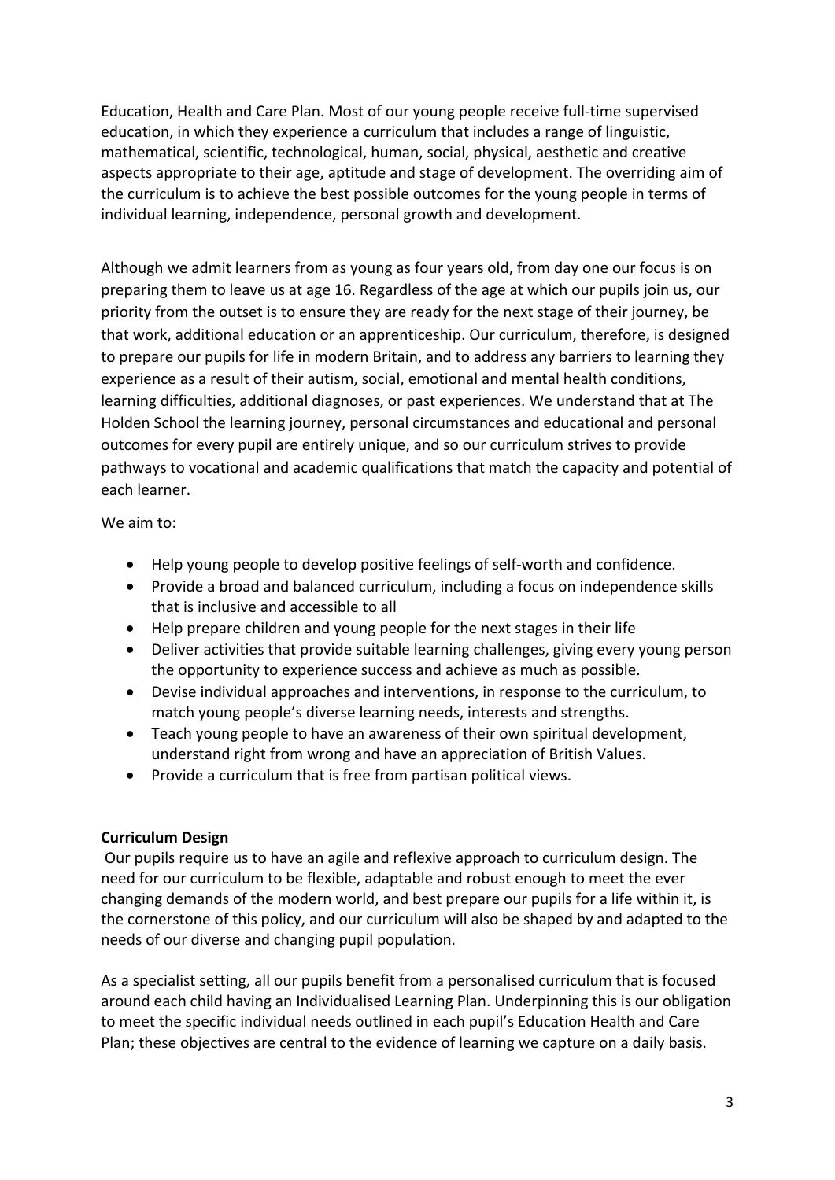Education, Health and Care Plan. Most of our young people receive full-time supervised education, in which they experience a curriculum that includes a range of linguistic, mathematical, scientific, technological, human, social, physical, aesthetic and creative aspects appropriate to their age, aptitude and stage of development. The overriding aim of the curriculum is to achieve the best possible outcomes for the young people in terms of individual learning, independence, personal growth and development.

Although we admit learners from as young as four years old, from day one our focus is on preparing them to leave us at age 16. Regardless of the age at which our pupils join us, our priority from the outset is to ensure they are ready for the next stage of their journey, be that work, additional education or an apprenticeship. Our curriculum, therefore, is designed to prepare our pupils for life in modern Britain, and to address any barriers to learning they experience as a result of their autism, social, emotional and mental health conditions, learning difficulties, additional diagnoses, or past experiences. We understand that at The Holden School the learning journey, personal circumstances and educational and personal outcomes for every pupil are entirely unique, and so our curriculum strives to provide pathways to vocational and academic qualifications that match the capacity and potential of each learner.

We aim to:

- Help young people to develop positive feelings of self-worth and confidence.
- Provide a broad and balanced curriculum, including a focus on independence skills that is inclusive and accessible to all
- Help prepare children and young people for the next stages in their life
- Deliver activities that provide suitable learning challenges, giving every young person the opportunity to experience success and achieve as much as possible.
- Devise individual approaches and interventions, in response to the curriculum, to match young people's diverse learning needs, interests and strengths.
- Teach young people to have an awareness of their own spiritual development, understand right from wrong and have an appreciation of British Values.
- Provide a curriculum that is free from partisan political views.

**Curriculum Design**

Our pupils require us to have an agile and reflexive approach to curriculum design. The need for our curriculum to be flexible, adaptable and robust enough to meet the ever changing demands of the modern world, and best prepare our pupils for a life within it, is the cornerstone of this policy, and our curriculum will also be shaped by and adapted to the needs of our diverse and changing pupil population.

As a specialist setting, all our pupils benefit from a personalised curriculum that is focused around each child having an Individualised Learning Plan. Underpinning this is our obligation to meet the specific individual needs outlined in each pupil's Education Health and Care Plan; these objectives are central to the evidence of learning we capture on a daily basis.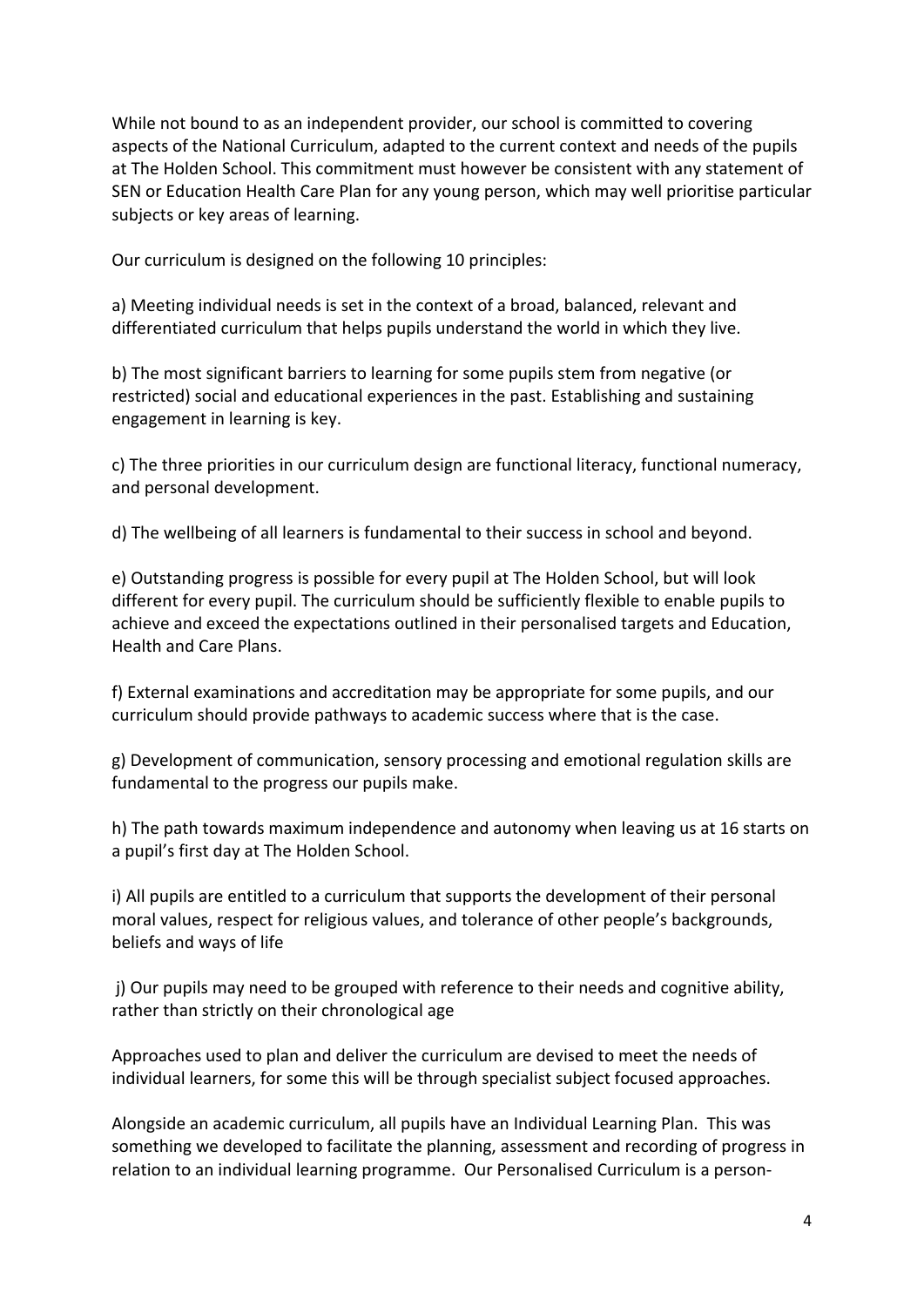While not bound to as an independent provider, our school is committed to covering aspects of the National Curriculum, adapted to the current context and needs of the pupils at The Holden School. This commitment must however be consistent with any statement of SEN or Education Health Care Plan for any young person, which may well prioritise particular subjects or key areas of learning.

Our curriculum is designed on the following 10 principles:

a) Meeting individual needs is set in the context of a broad, balanced, relevant and differentiated curriculum that helps pupils understand the world in which they live.

b) The most significant barriers to learning for some pupils stem from negative (or restricted) social and educational experiences in the past. Establishing and sustaining engagement in learning is key.

c) The three priorities in our curriculum design are functional literacy, functional numeracy, and personal development.

d) The wellbeing of all learners is fundamental to their success in school and beyond.

e) Outstanding progress is possible for every pupil at The Holden School, but will look different for every pupil. The curriculum should be sufficiently flexible to enable pupils to achieve and exceed the expectations outlined in their personalised targets and Education, Health and Care Plans.

f) External examinations and accreditation may be appropriate for some pupils, and our curriculum should provide pathways to academic success where that is the case.

g) Development of communication, sensory processing and emotional regulation skills are fundamental to the progress our pupils make.

h) The path towards maximum independence and autonomy when leaving us at 16 starts on a pupil's first day at The Holden School.

i) All pupils are entitled to a curriculum that supports the development of their personal moral values, respect for religious values, and tolerance of other people's backgrounds, beliefs and ways of life

j) Our pupils may need to be grouped with reference to their needs and cognitive ability, rather than strictly on their chronological age

Approaches used to plan and deliver the curriculum are devised to meet the needs of individual learners, for some this will be through specialist subject focused approaches.

Alongside an academic curriculum, all pupils have an Individual Learning Plan. This was something we developed to facilitate the planning, assessment and recording of progress in relation to an individual learning programme. Our Personalised Curriculum is a person-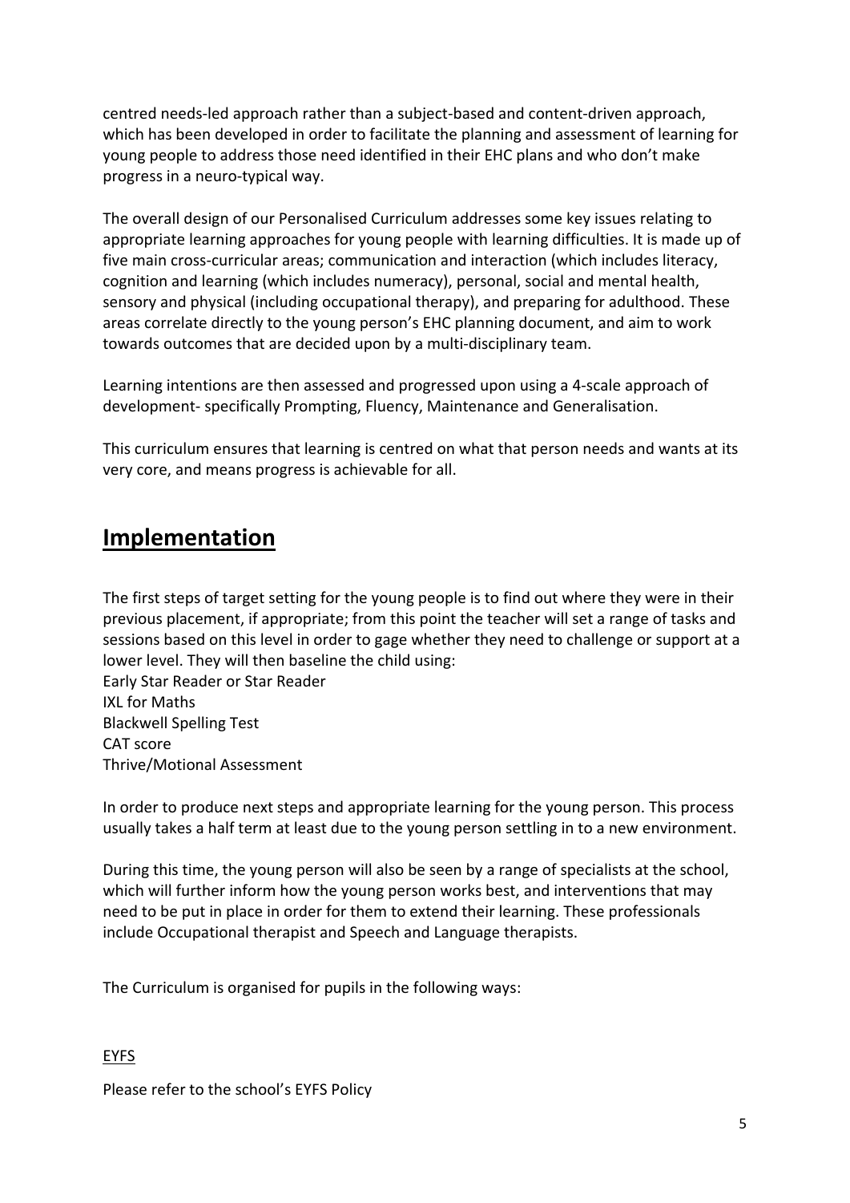centred needs-led approach rather than a subject-based and content-driven approach, which has been developed in order to facilitate the planning and assessment of learning for young people to address those need identified in their EHC plans and who don't make progress in a neuro-typical way.

The overall design of our Personalised Curriculum addresses some key issues relating to appropriate learning approaches for young people with learning difficulties. It is made up of five main cross-curricular areas; communication and interaction (which includes literacy, cognition and learning (which includes numeracy), personal, social and mental health, sensory and physical (including occupational therapy), and preparing for adulthood. These areas correlate directly to the young person's EHC planning document, and aim to work towards outcomes that are decided upon by a multi-disciplinary team.

Learning intentions are then assessed and progressed upon using a 4-scale approach of development- specifically Prompting, Fluency, Maintenance and Generalisation.

This curriculum ensures that learning is centred on what that person needs and wants at its very core, and means progress is achievable for all.

## Implementation

The first steps of target setting for the young people is to find out where they were in their previous placement, if appropriate; from this point the teacher will set a range of tasks and sessions based on this level in order to gage whether they need to challenge or support at a lower level. They will then baseline the child using:
Early Star Reader or Star Reader
IXL for Maths
Blackwell Spelling Test
CAT score
Thrive/Motional Assessment

In order to produce next steps and appropriate learning for the young person. This process usually takes a half term at least due to the young person settling in to a new environment.

During this time, the young person will also be seen by a range of specialists at the school, which will further inform how the young person works best, and interventions that may need to be put in place in order for them to extend their learning. These professionals include Occupational therapist and Speech and Language therapists.

The Curriculum is organised for pupils in the following ways:

<u>EYFS</u>

Please refer to the school's EYFS Policy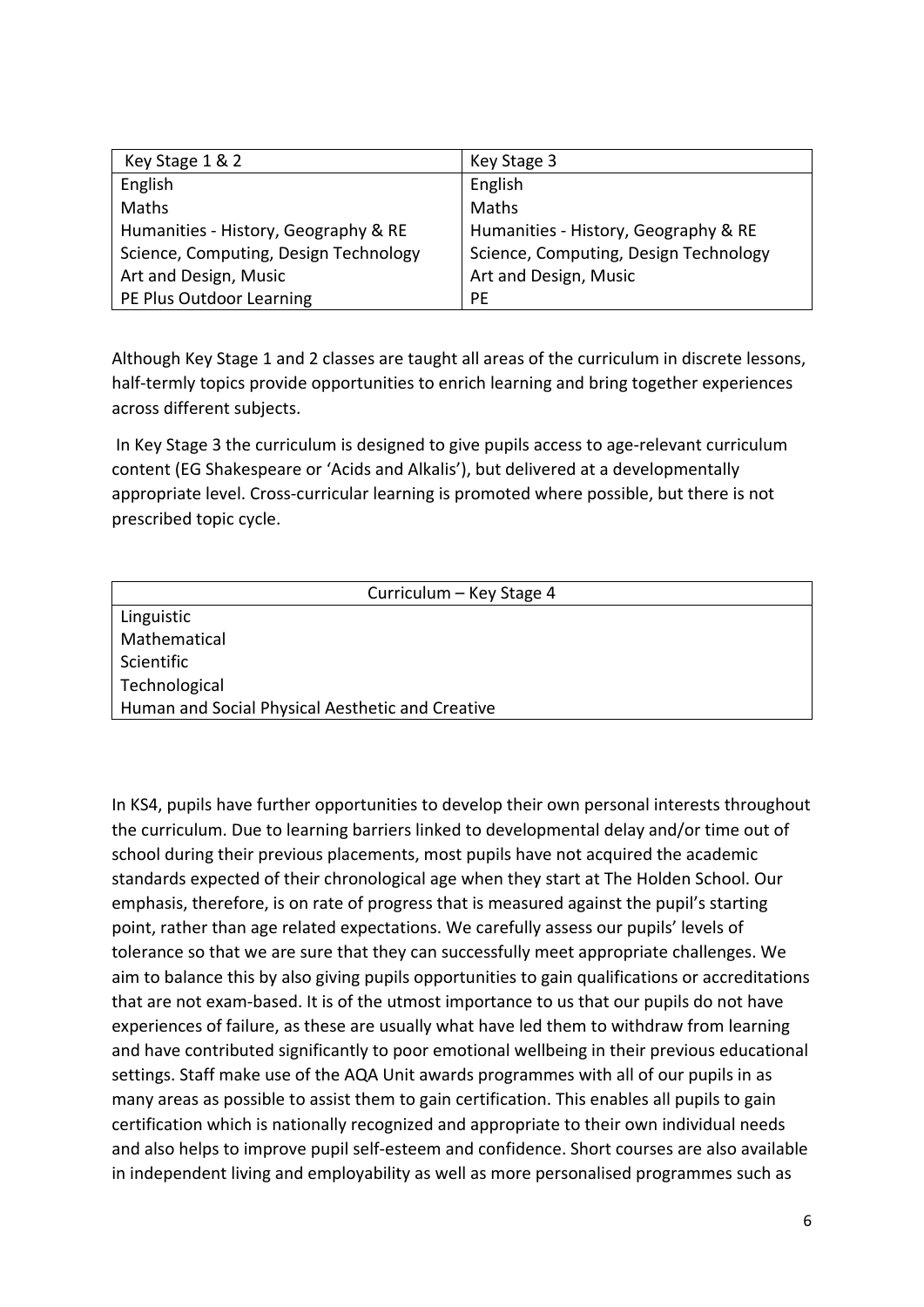| Key Stage 1 & 2 | Key Stage 3 |
|---|---|
| English | English |
| Maths | Maths |
| Humanities - History, Geography & RE | Humanities - History, Geography & RE |
| Science, Computing, Design Technology | Science, Computing, Design Technology |
| Art and Design, Music | Art and Design, Music |
| PE Plus Outdoor Learning | PE |

Although Key Stage 1 and 2 classes are taught all areas of the curriculum in discrete lessons, half-termly topics provide opportunities to enrich learning and bring together experiences across different subjects.

In Key Stage 3 the curriculum is designed to give pupils access to age-relevant curriculum content (EG Shakespeare or 'Acids and Alkalis'), but delivered at a developmentally appropriate level. Cross-curricular learning is promoted where possible, but there is not prescribed topic cycle.

| Curriculum – Key Stage 4 |
|---|
| Linguistic |
| Mathematical |
| Scientific |
| Technological |
| Human and Social Physical Aesthetic and Creative |

In KS4, pupils have further opportunities to develop their own personal interests throughout the curriculum. Due to learning barriers linked to developmental delay and/or time out of school during their previous placements, most pupils have not acquired the academic standards expected of their chronological age when they start at The Holden School. Our emphasis, therefore, is on rate of progress that is measured against the pupil's starting point, rather than age related expectations. We carefully assess our pupils' levels of tolerance so that we are sure that they can successfully meet appropriate challenges. We aim to balance this by also giving pupils opportunities to gain qualifications or accreditations that are not exam-based. It is of the utmost importance to us that our pupils do not have experiences of failure, as these are usually what have led them to withdraw from learning and have contributed significantly to poor emotional wellbeing in their previous educational settings. Staff make use of the AQA Unit awards programmes with all of our pupils in as many areas as possible to assist them to gain certification. This enables all pupils to gain certification which is nationally recognized and appropriate to their own individual needs and also helps to improve pupil self-esteem and confidence. Short courses are also available in independent living and employability as well as more personalised programmes such as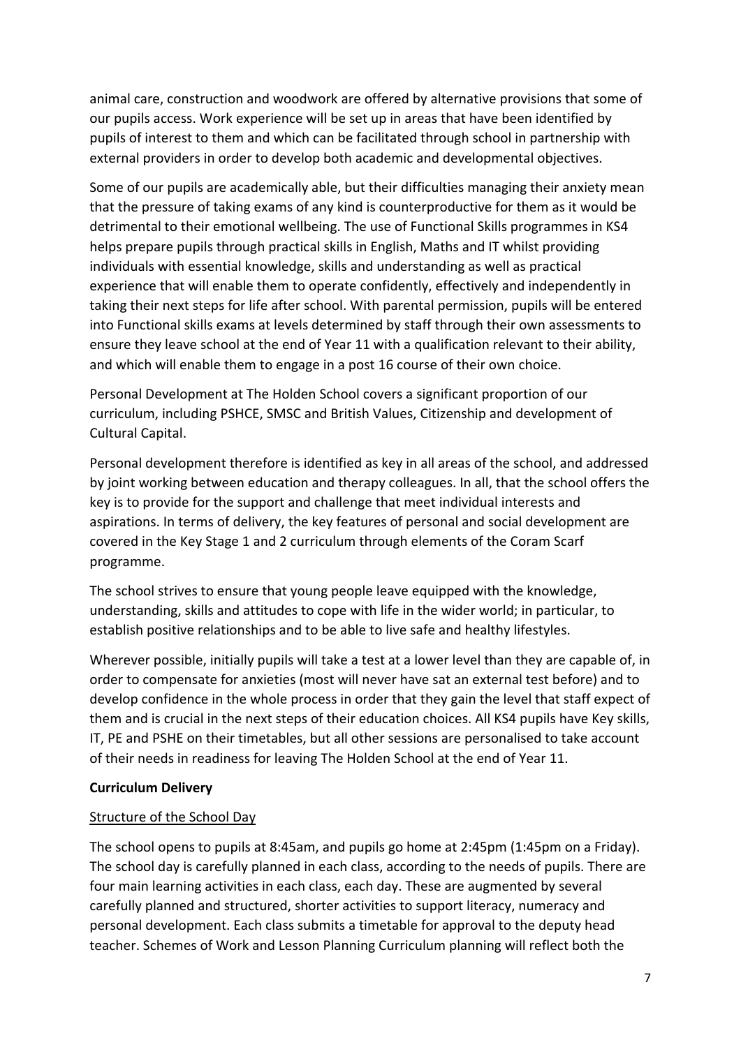animal care, construction and woodwork are offered by alternative provisions that some of our pupils access. Work experience will be set up in areas that have been identified by pupils of interest to them and which can be facilitated through school in partnership with external providers in order to develop both academic and developmental objectives.

Some of our pupils are academically able, but their difficulties managing their anxiety mean that the pressure of taking exams of any kind is counterproductive for them as it would be detrimental to their emotional wellbeing. The use of Functional Skills programmes in KS4 helps prepare pupils through practical skills in English, Maths and IT whilst providing individuals with essential knowledge, skills and understanding as well as practical experience that will enable them to operate confidently, effectively and independently in taking their next steps for life after school. With parental permission, pupils will be entered into Functional skills exams at levels determined by staff through their own assessments to ensure they leave school at the end of Year 11 with a qualification relevant to their ability, and which will enable them to engage in a post 16 course of their own choice.

Personal Development at The Holden School covers a significant proportion of our curriculum, including PSHCE, SMSC and British Values, Citizenship and development of Cultural Capital.

Personal development therefore is identified as key in all areas of the school, and addressed by joint working between education and therapy colleagues. In all, that the school offers the key is to provide for the support and challenge that meet individual interests and aspirations. In terms of delivery, the key features of personal and social development are covered in the Key Stage 1 and 2 curriculum through elements of the Coram Scarf programme.

The school strives to ensure that young people leave equipped with the knowledge, understanding, skills and attitudes to cope with life in the wider world; in particular, to establish positive relationships and to be able to live safe and healthy lifestyles.

Wherever possible, initially pupils will take a test at a lower level than they are capable of, in order to compensate for anxieties (most will never have sat an external test before) and to develop confidence in the whole process in order that they gain the level that staff expect of them and is crucial in the next steps of their education choices. All KS4 pupils have Key skills, IT, PE and PSHE on their timetables, but all other sessions are personalised to take account of their needs in readiness for leaving The Holden School at the end of Year 11.

**Curriculum Delivery**

Structure of the School Day

The school opens to pupils at 8:45am, and pupils go home at 2:45pm (1:45pm on a Friday). The school day is carefully planned in each class, according to the needs of pupils. There are four main learning activities in each class, each day. These are augmented by several carefully planned and structured, shorter activities to support literacy, numeracy and personal development. Each class submits a timetable for approval to the deputy head teacher. Schemes of Work and Lesson Planning Curriculum planning will reflect both the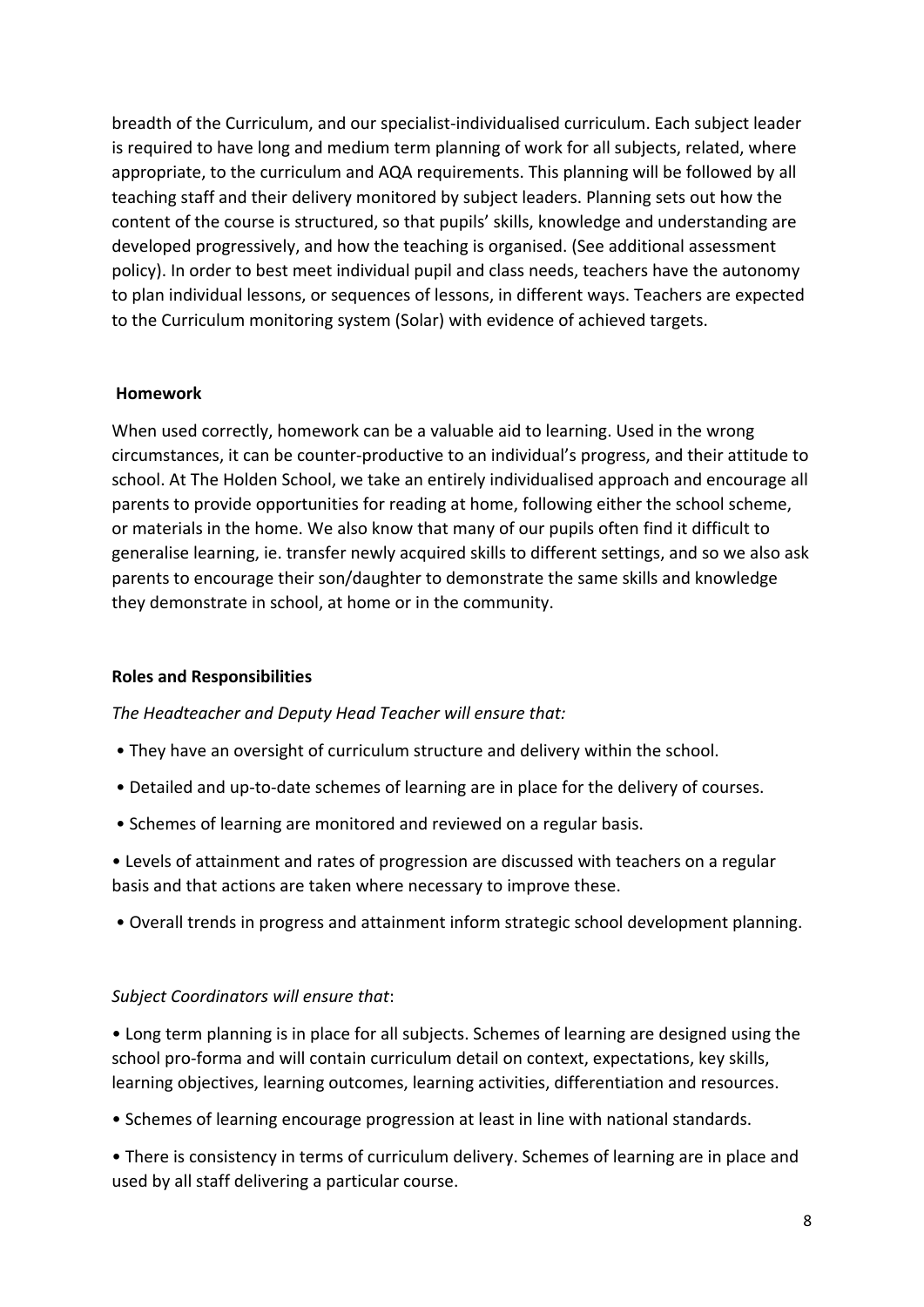breadth of the Curriculum, and our specialist-individualised curriculum. Each subject leader is required to have long and medium term planning of work for all subjects, related, where appropriate, to the curriculum and AQA requirements. This planning will be followed by all teaching staff and their delivery monitored by subject leaders. Planning sets out how the content of the course is structured, so that pupils' skills, knowledge and understanding are developed progressively, and how the teaching is organised. (See additional assessment policy). In order to best meet individual pupil and class needs, teachers have the autonomy to plan individual lessons, or sequences of lessons, in different ways. Teachers are expected to the Curriculum monitoring system (Solar) with evidence of achieved targets.

**Homework**

When used correctly, homework can be a valuable aid to learning. Used in the wrong circumstances, it can be counter-productive to an individual's progress, and their attitude to school. At The Holden School, we take an entirely individualised approach and encourage all parents to provide opportunities for reading at home, following either the school scheme, or materials in the home. We also know that many of our pupils often find it difficult to generalise learning, ie. transfer newly acquired skills to different settings, and so we also ask parents to encourage their son/daughter to demonstrate the same skills and knowledge they demonstrate in school, at home or in the community.

**Roles and Responsibilities**

*The Headteacher and Deputy Head Teacher will ensure that:*

- They have an oversight of curriculum structure and delivery within the school.
- Detailed and up-to-date schemes of learning are in place for the delivery of courses.
- Schemes of learning are monitored and reviewed on a regular basis.
- Levels of attainment and rates of progression are discussed with teachers on a regular basis and that actions are taken where necessary to improve these.
- Overall trends in progress and attainment inform strategic school development planning.

*Subject Coordinators will ensure that*:

- Long term planning is in place for all subjects. Schemes of learning are designed using the school pro-forma and will contain curriculum detail on context, expectations, key skills, learning objectives, learning outcomes, learning activities, differentiation and resources.
- Schemes of learning encourage progression at least in line with national standards.
- There is consistency in terms of curriculum delivery. Schemes of learning are in place and used by all staff delivering a particular course.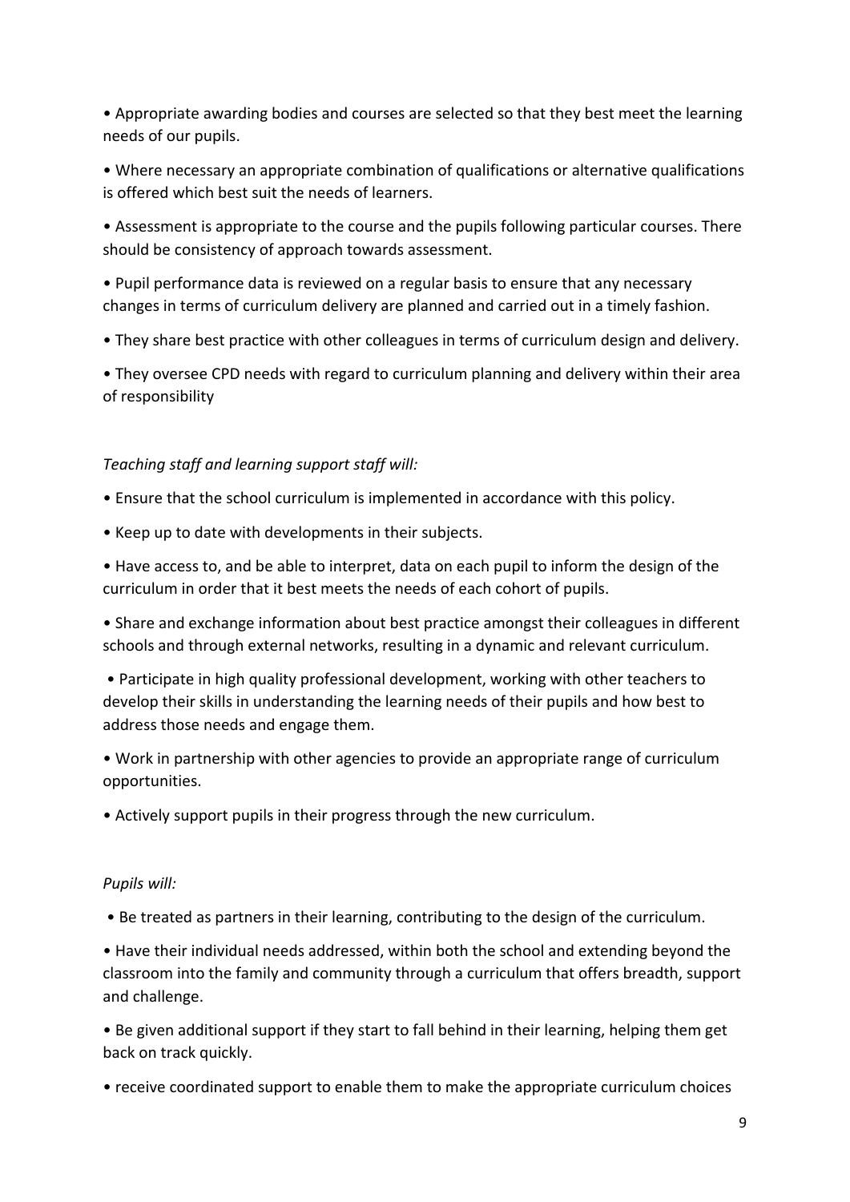- Appropriate awarding bodies and courses are selected so that they best meet the learning needs of our pupils.
- Where necessary an appropriate combination of qualifications or alternative qualifications is offered which best suit the needs of learners.
- Assessment is appropriate to the course and the pupils following particular courses. There should be consistency of approach towards assessment.
- Pupil performance data is reviewed on a regular basis to ensure that any necessary changes in terms of curriculum delivery are planned and carried out in a timely fashion.
- They share best practice with other colleagues in terms of curriculum design and delivery.
- They oversee CPD needs with regard to curriculum planning and delivery within their area of responsibility

*Teaching staff and learning support staff will:*

- Ensure that the school curriculum is implemented in accordance with this policy.
- Keep up to date with developments in their subjects.
- Have access to, and be able to interpret, data on each pupil to inform the design of the curriculum in order that it best meets the needs of each cohort of pupils.
- Share and exchange information about best practice amongst their colleagues in different schools and through external networks, resulting in a dynamic and relevant curriculum.
- Participate in high quality professional development, working with other teachers to develop their skills in understanding the learning needs of their pupils and how best to address those needs and engage them.
- Work in partnership with other agencies to provide an appropriate range of curriculum opportunities.
- Actively support pupils in their progress through the new curriculum.

*Pupils will:*

- Be treated as partners in their learning, contributing to the design of the curriculum.
- Have their individual needs addressed, within both the school and extending beyond the classroom into the family and community through a curriculum that offers breadth, support and challenge.
- Be given additional support if they start to fall behind in their learning, helping them get back on track quickly.
- receive coordinated support to enable them to make the appropriate curriculum choices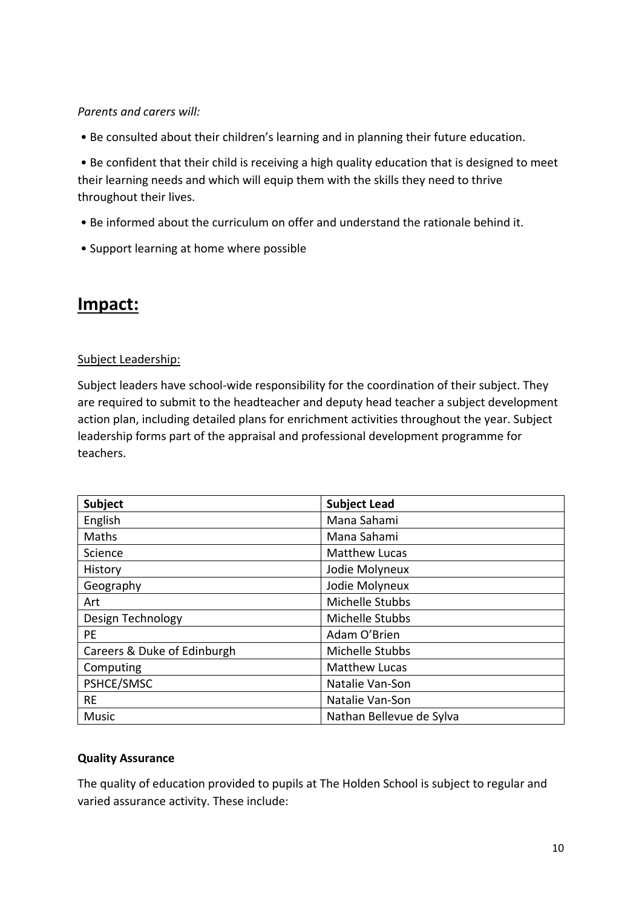*Parents and carers will:*

- Be consulted about their children's learning and in planning their future education.
- Be confident that their child is receiving a high quality education that is designed to meet their learning needs and which will equip them with the skills they need to thrive throughout their lives.
- Be informed about the curriculum on offer and understand the rationale behind it.
- Support learning at home where possible

# Impact:

Subject Leadership:

Subject leaders have school-wide responsibility for the coordination of their subject. They are required to submit to the headteacher and deputy head teacher a subject development action plan, including detailed plans for enrichment activities throughout the year. Subject leadership forms part of the appraisal and professional development programme for teachers.

| Subject | Subject Lead |
|---|---|
| English | Mana Sahami |
| Maths | Mana Sahami |
| Science | Matthew Lucas |
| History | Jodie Molyneux |
| Geography | Jodie Molyneux |
| Art | Michelle Stubbs |
| Design Technology | Michelle Stubbs |
| PE | Adam O'Brien |
| Careers & Duke of Edinburgh | Michelle Stubbs |
| Computing | Matthew Lucas |
| PSHCE/SMSC | Natalie Van-Son |
| RE | Natalie Van-Son |
| Music | Nathan Bellevue de Sylva |

**Quality Assurance**

The quality of education provided to pupils at The Holden School is subject to regular and varied assurance activity. These include: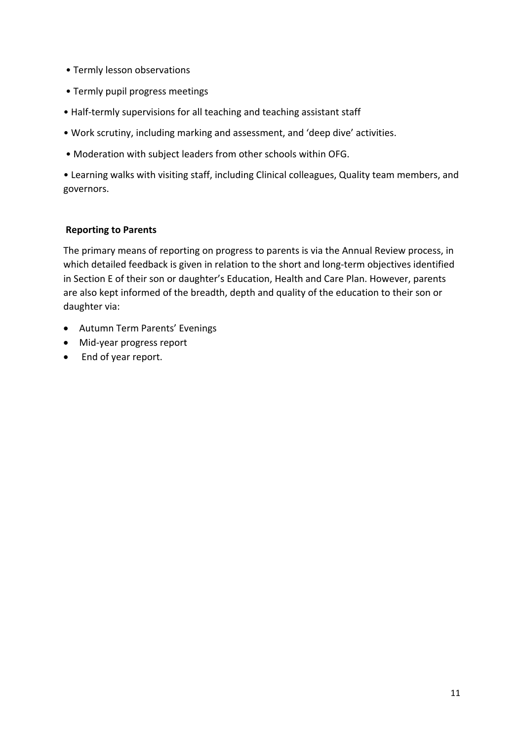- Termly lesson observations
- Termly pupil progress meetings
- Half-termly supervisions for all teaching and teaching assistant staff
- Work scrutiny, including marking and assessment, and 'deep dive' activities.
- Moderation with subject leaders from other schools within OFG.
- Learning walks with visiting staff, including Clinical colleagues, Quality team members, and governors.

**Reporting to Parents**

The primary means of reporting on progress to parents is via the Annual Review process, in which detailed feedback is given in relation to the short and long-term objectives identified in Section E of their son or daughter's Education, Health and Care Plan. However, parents are also kept informed of the breadth, depth and quality of the education to their son or daughter via:

- Autumn Term Parents' Evenings
- Mid-year progress report
- End of year report.